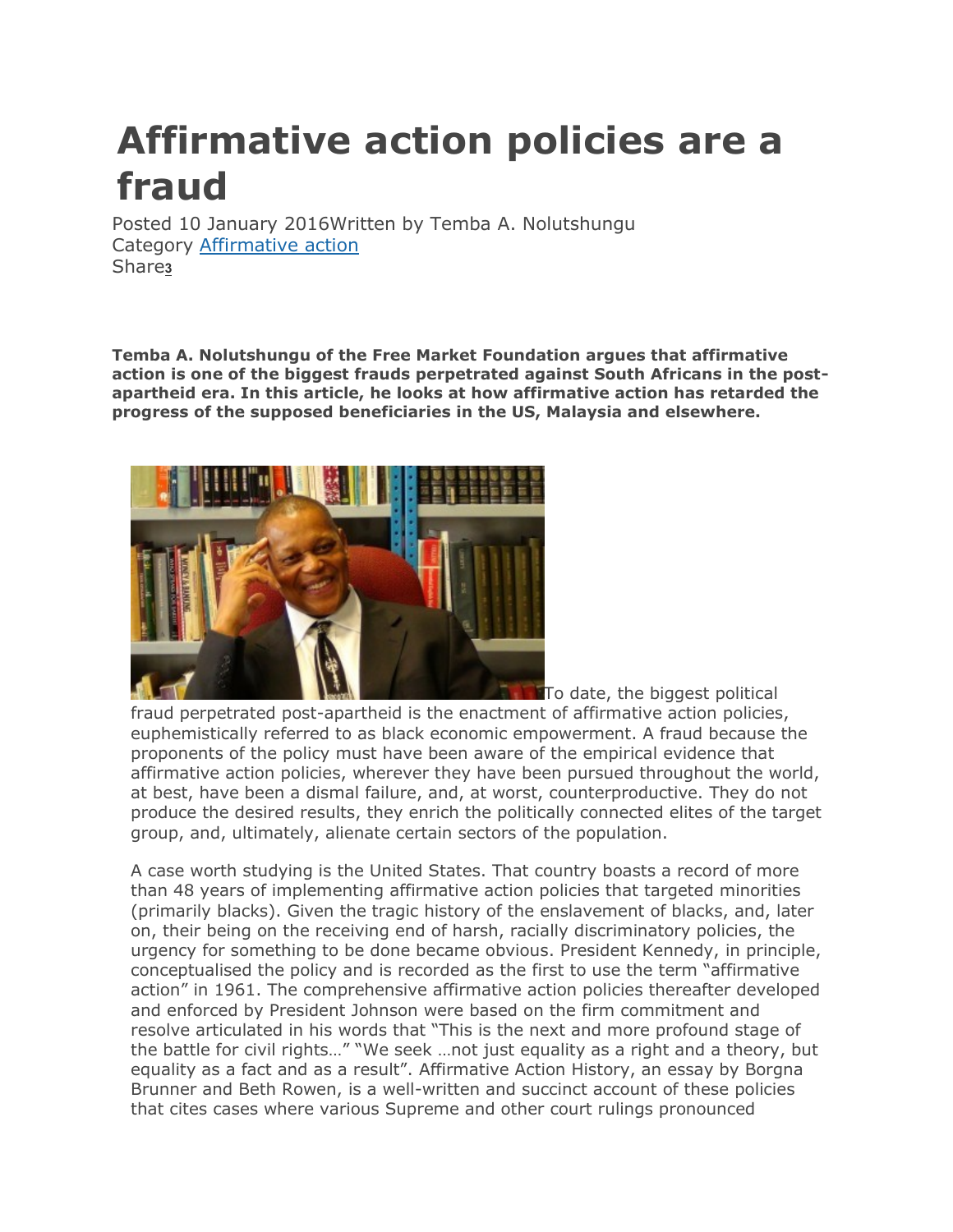# Affirmative action policies are a fraud

Posted 10 January 2016Written by Temba A. Nolutshungu
Category Affirmative action
Share3

**Temba A. Nolutshungu of the Free Market Foundation argues that affirmative action is one of the biggest frauds perpetrated against South Africans in the post-apartheid era. In this article, he looks at how affirmative action has retarded the progress of the supposed beneficiaries in the US, Malaysia and elsewhere.**

To date, the biggest political fraud perpetrated post-apartheid is the enactment of affirmative action policies, euphemistically referred to as black economic empowerment. A fraud because the proponents of the policy must have been aware of the empirical evidence that affirmative action policies, wherever they have been pursued throughout the world, at best, have been a dismal failure, and, at worst, counterproductive. They do not produce the desired results, they enrich the politically connected elites of the target group, and, ultimately, alienate certain sectors of the population.

A case worth studying is the United States. That country boasts a record of more than 48 years of implementing affirmative action policies that targeted minorities (primarily blacks). Given the tragic history of the enslavement of blacks, and, later on, their being on the receiving end of harsh, racially discriminatory policies, the urgency for something to be done became obvious. President Kennedy, in principle, conceptualised the policy and is recorded as the first to use the term "affirmative action" in 1961. The comprehensive affirmative action policies thereafter developed and enforced by President Johnson were based on the firm commitment and resolve articulated in his words that "This is the next and more profound stage of the battle for civil rights…" "We seek …not just equality as a right and a theory, but equality as a fact and as a result". Affirmative Action History, an essay by Borgna Brunner and Beth Rowen, is a well-written and succinct account of these policies that cites cases where various Supreme and other court rulings pronounced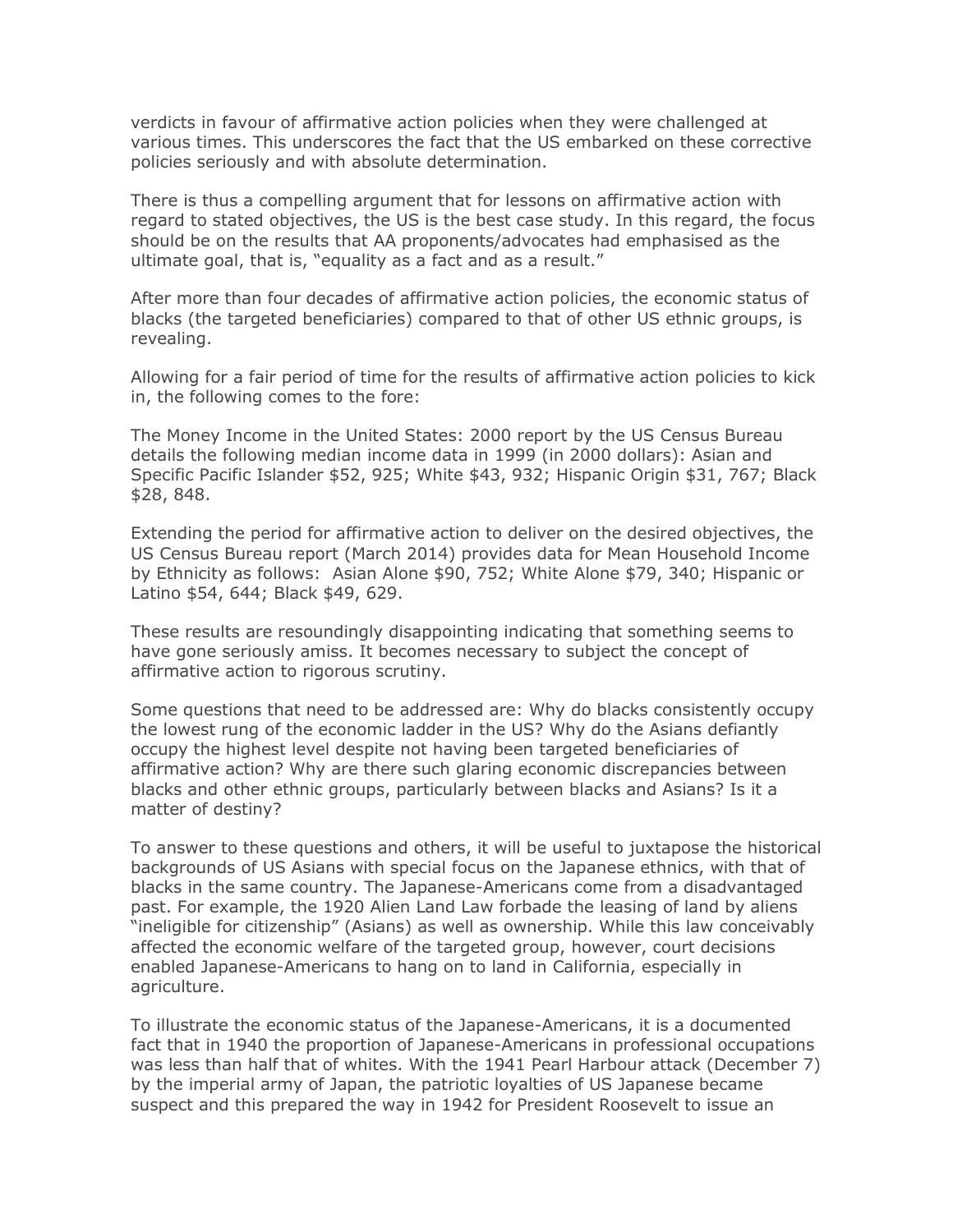verdicts in favour of affirmative action policies when they were challenged at various times. This underscores the fact that the US embarked on these corrective policies seriously and with absolute determination.

There is thus a compelling argument that for lessons on affirmative action with regard to stated objectives, the US is the best case study. In this regard, the focus should be on the results that AA proponents/advocates had emphasised as the ultimate goal, that is, "equality as a fact and as a result."

After more than four decades of affirmative action policies, the economic status of blacks (the targeted beneficiaries) compared to that of other US ethnic groups, is revealing.

Allowing for a fair period of time for the results of affirmative action policies to kick in, the following comes to the fore:

The Money Income in the United States: 2000 report by the US Census Bureau details the following median income data in 1999 (in 2000 dollars): Asian and Specific Pacific Islander $52, 925; White $43, 932; Hispanic Origin $31, 767; Black $28, 848.

Extending the period for affirmative action to deliver on the desired objectives, the US Census Bureau report (March 2014) provides data for Mean Household Income by Ethnicity as follows: Asian Alone $90, 752; White Alone $79, 340; Hispanic or Latino $54, 644; Black $49, 629.

These results are resoundingly disappointing indicating that something seems to have gone seriously amiss. It becomes necessary to subject the concept of affirmative action to rigorous scrutiny.

Some questions that need to be addressed are: Why do blacks consistently occupy the lowest rung of the economic ladder in the US? Why do the Asians defiantly occupy the highest level despite not having been targeted beneficiaries of affirmative action? Why are there such glaring economic discrepancies between blacks and other ethnic groups, particularly between blacks and Asians? Is it a matter of destiny?

To answer to these questions and others, it will be useful to juxtapose the historical backgrounds of US Asians with special focus on the Japanese ethnics, with that of blacks in the same country. The Japanese-Americans come from a disadvantaged past. For example, the 1920 Alien Land Law forbade the leasing of land by aliens "ineligible for citizenship" (Asians) as well as ownership. While this law conceivably affected the economic welfare of the targeted group, however, court decisions enabled Japanese-Americans to hang on to land in California, especially in agriculture.

To illustrate the economic status of the Japanese-Americans, it is a documented fact that in 1940 the proportion of Japanese-Americans in professional occupations was less than half that of whites. With the 1941 Pearl Harbour attack (December 7) by the imperial army of Japan, the patriotic loyalties of US Japanese became suspect and this prepared the way in 1942 for President Roosevelt to issue an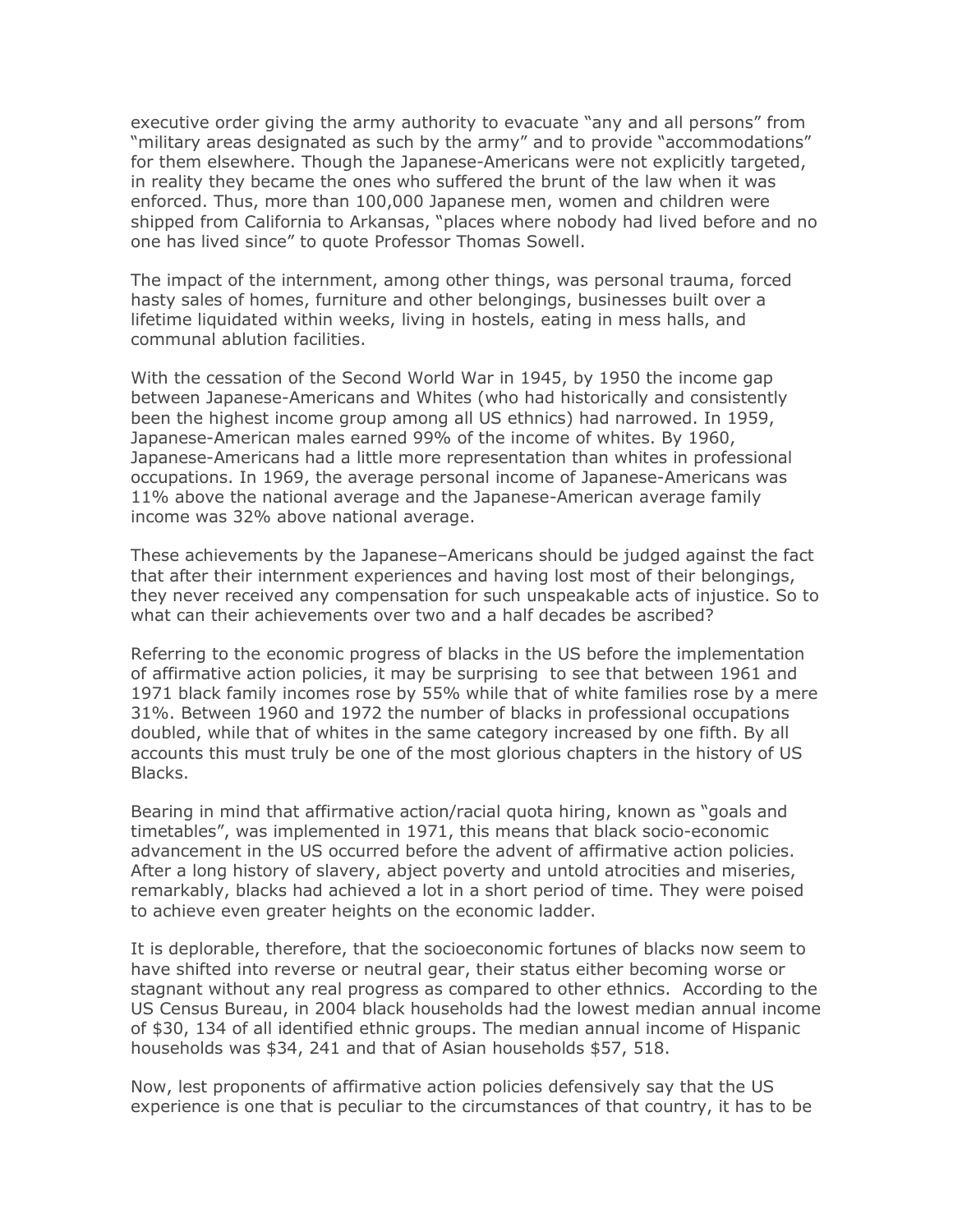executive order giving the army authority to evacuate "any and all persons" from "military areas designated as such by the army" and to provide "accommodations" for them elsewhere. Though the Japanese-Americans were not explicitly targeted, in reality they became the ones who suffered the brunt of the law when it was enforced. Thus, more than 100,000 Japanese men, women and children were shipped from California to Arkansas, "places where nobody had lived before and no one has lived since" to quote Professor Thomas Sowell.

The impact of the internment, among other things, was personal trauma, forced hasty sales of homes, furniture and other belongings, businesses built over a lifetime liquidated within weeks, living in hostels, eating in mess halls, and communal ablution facilities.

With the cessation of the Second World War in 1945, by 1950 the income gap between Japanese-Americans and Whites (who had historically and consistently been the highest income group among all US ethnics) had narrowed. In 1959, Japanese-American males earned 99% of the income of whites. By 1960, Japanese-Americans had a little more representation than whites in professional occupations. In 1969, the average personal income of Japanese-Americans was 11% above the national average and the Japanese-American average family income was 32% above national average.

These achievements by the Japanese–Americans should be judged against the fact that after their internment experiences and having lost most of their belongings, they never received any compensation for such unspeakable acts of injustice. So to what can their achievements over two and a half decades be ascribed?

Referring to the economic progress of blacks in the US before the implementation of affirmative action policies, it may be surprising to see that between 1961 and 1971 black family incomes rose by 55% while that of white families rose by a mere 31%. Between 1960 and 1972 the number of blacks in professional occupations doubled, while that of whites in the same category increased by one fifth. By all accounts this must truly be one of the most glorious chapters in the history of US Blacks.

Bearing in mind that affirmative action/racial quota hiring, known as "goals and timetables", was implemented in 1971, this means that black socio-economic advancement in the US occurred before the advent of affirmative action policies. After a long history of slavery, abject poverty and untold atrocities and miseries, remarkably, blacks had achieved a lot in a short period of time. They were poised to achieve even greater heights on the economic ladder.

It is deplorable, therefore, that the socioeconomic fortunes of blacks now seem to have shifted into reverse or neutral gear, their status either becoming worse or stagnant without any real progress as compared to other ethnics. According to the US Census Bureau, in 2004 black households had the lowest median annual income of $30, 134 of all identified ethnic groups. The median annual income of Hispanic households was $34, 241 and that of Asian households $57, 518.

Now, lest proponents of affirmative action policies defensively say that the US experience is one that is peculiar to the circumstances of that country, it has to be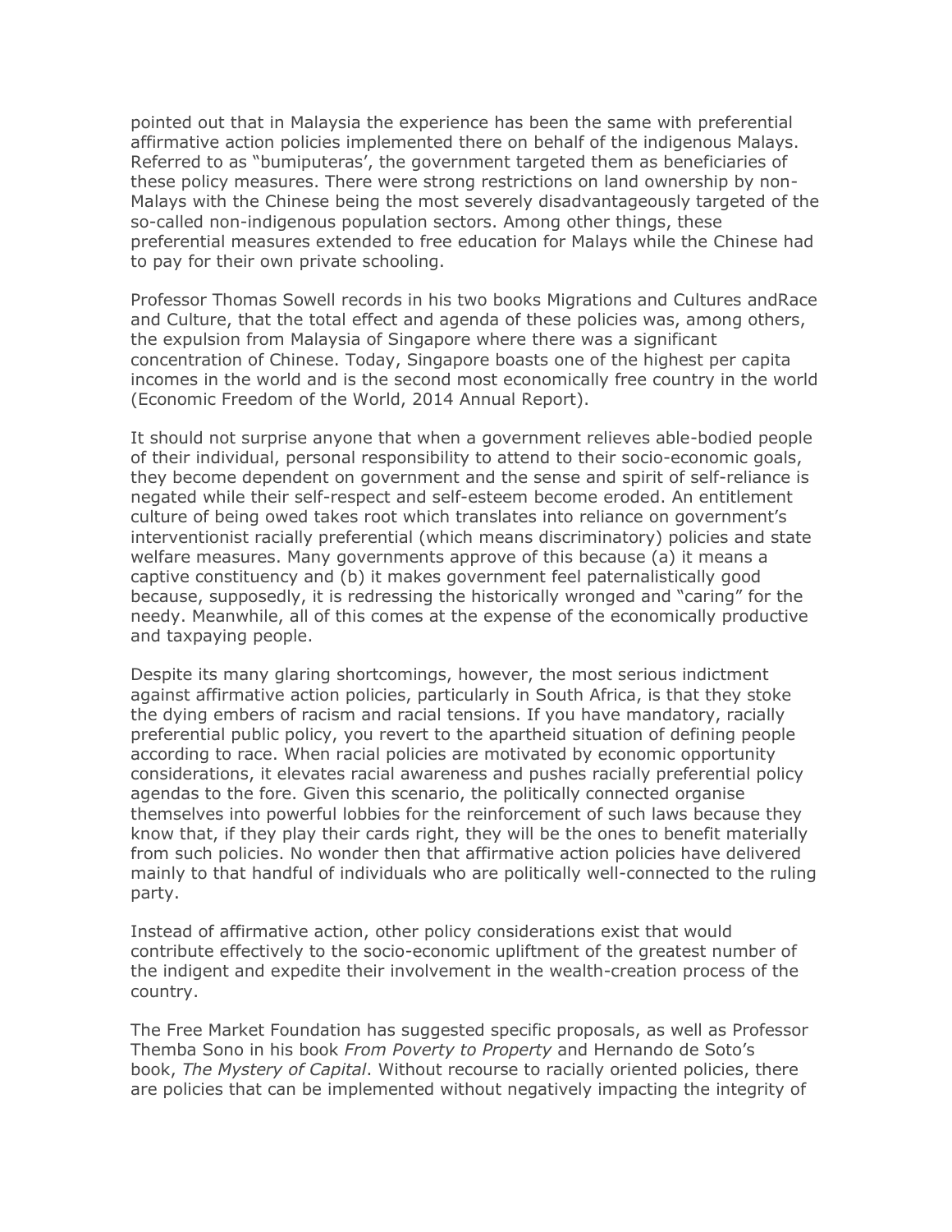pointed out that in Malaysia the experience has been the same with preferential affirmative action policies implemented there on behalf of the indigenous Malays. Referred to as "bumiputeras', the government targeted them as beneficiaries of these policy measures. There were strong restrictions on land ownership by non-Malays with the Chinese being the most severely disadvantageously targeted of the so-called non-indigenous population sectors. Among other things, these preferential measures extended to free education for Malays while the Chinese had to pay for their own private schooling.

Professor Thomas Sowell records in his two books Migrations and Cultures andRace and Culture, that the total effect and agenda of these policies was, among others, the expulsion from Malaysia of Singapore where there was a significant concentration of Chinese. Today, Singapore boasts one of the highest per capita incomes in the world and is the second most economically free country in the world (Economic Freedom of the World, 2014 Annual Report).

It should not surprise anyone that when a government relieves able-bodied people of their individual, personal responsibility to attend to their socio-economic goals, they become dependent on government and the sense and spirit of self-reliance is negated while their self-respect and self-esteem become eroded. An entitlement culture of being owed takes root which translates into reliance on government's interventionist racially preferential (which means discriminatory) policies and state welfare measures. Many governments approve of this because (a) it means a captive constituency and (b) it makes government feel paternalistically good because, supposedly, it is redressing the historically wronged and "caring" for the needy. Meanwhile, all of this comes at the expense of the economically productive and taxpaying people.

Despite its many glaring shortcomings, however, the most serious indictment against affirmative action policies, particularly in South Africa, is that they stoke the dying embers of racism and racial tensions. If you have mandatory, racially preferential public policy, you revert to the apartheid situation of defining people according to race. When racial policies are motivated by economic opportunity considerations, it elevates racial awareness and pushes racially preferential policy agendas to the fore. Given this scenario, the politically connected organise themselves into powerful lobbies for the reinforcement of such laws because they know that, if they play their cards right, they will be the ones to benefit materially from such policies. No wonder then that affirmative action policies have delivered mainly to that handful of individuals who are politically well-connected to the ruling party.

Instead of affirmative action, other policy considerations exist that would contribute effectively to the socio-economic upliftment of the greatest number of the indigent and expedite their involvement in the wealth-creation process of the country.

The Free Market Foundation has suggested specific proposals, as well as Professor Themba Sono in his book *From Poverty to Property* and Hernando de Soto's book, *The Mystery of Capital*. Without recourse to racially oriented policies, there are policies that can be implemented without negatively impacting the integrity of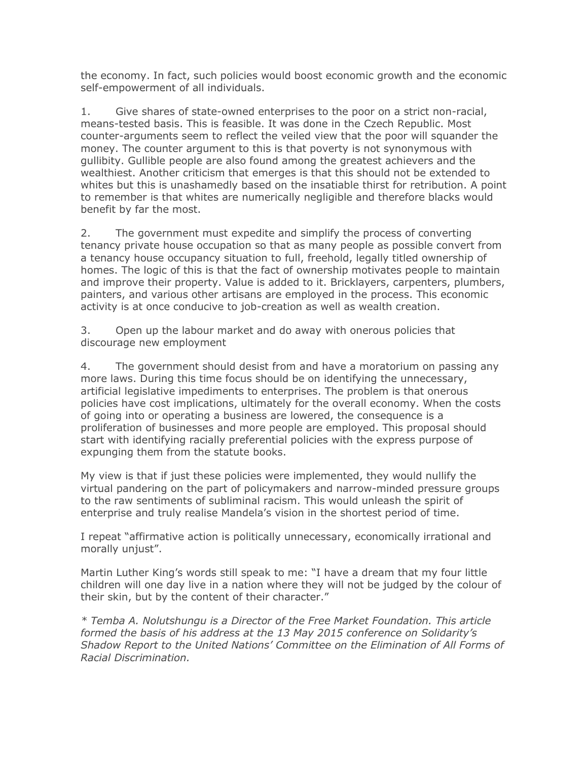the economy. In fact, such policies would boost economic growth and the economic self-empowerment of all individuals.

1. Give shares of state-owned enterprises to the poor on a strict non-racial, means-tested basis. This is feasible. It was done in the Czech Republic. Most counter-arguments seem to reflect the veiled view that the poor will squander the money. The counter argument to this is that poverty is not synonymous with gullibity. Gullible people are also found among the greatest achievers and the wealthiest. Another criticism that emerges is that this should not be extended to whites but this is unashamedly based on the insatiable thirst for retribution. A point to remember is that whites are numerically negligible and therefore blacks would benefit by far the most.

2. The government must expedite and simplify the process of converting tenancy private house occupation so that as many people as possible convert from a tenancy house occupancy situation to full, freehold, legally titled ownership of homes. The logic of this is that the fact of ownership motivates people to maintain and improve their property. Value is added to it. Bricklayers, carpenters, plumbers, painters, and various other artisans are employed in the process. This economic activity is at once conducive to job-creation as well as wealth creation.

3. Open up the labour market and do away with onerous policies that discourage new employment

4. The government should desist from and have a moratorium on passing any more laws. During this time focus should be on identifying the unnecessary, artificial legislative impediments to enterprises. The problem is that onerous policies have cost implications, ultimately for the overall economy. When the costs of going into or operating a business are lowered, the consequence is a proliferation of businesses and more people are employed. This proposal should start with identifying racially preferential policies with the express purpose of expunging them from the statute books.

My view is that if just these policies were implemented, they would nullify the virtual pandering on the part of policymakers and narrow-minded pressure groups to the raw sentiments of subliminal racism. This would unleash the spirit of enterprise and truly realise Mandela's vision in the shortest period of time.

I repeat "affirmative action is politically unnecessary, economically irrational and morally unjust".

Martin Luther King's words still speak to me: "I have a dream that my four little children will one day live in a nation where they will not be judged by the colour of their skin, but by the content of their character."

*\* Temba A. Nolutshungu is a Director of the Free Market Foundation. This article formed the basis of his address at the 13 May 2015 conference on Solidarity's Shadow Report to the United Nations' Committee on the Elimination of All Forms of Racial Discrimination.*